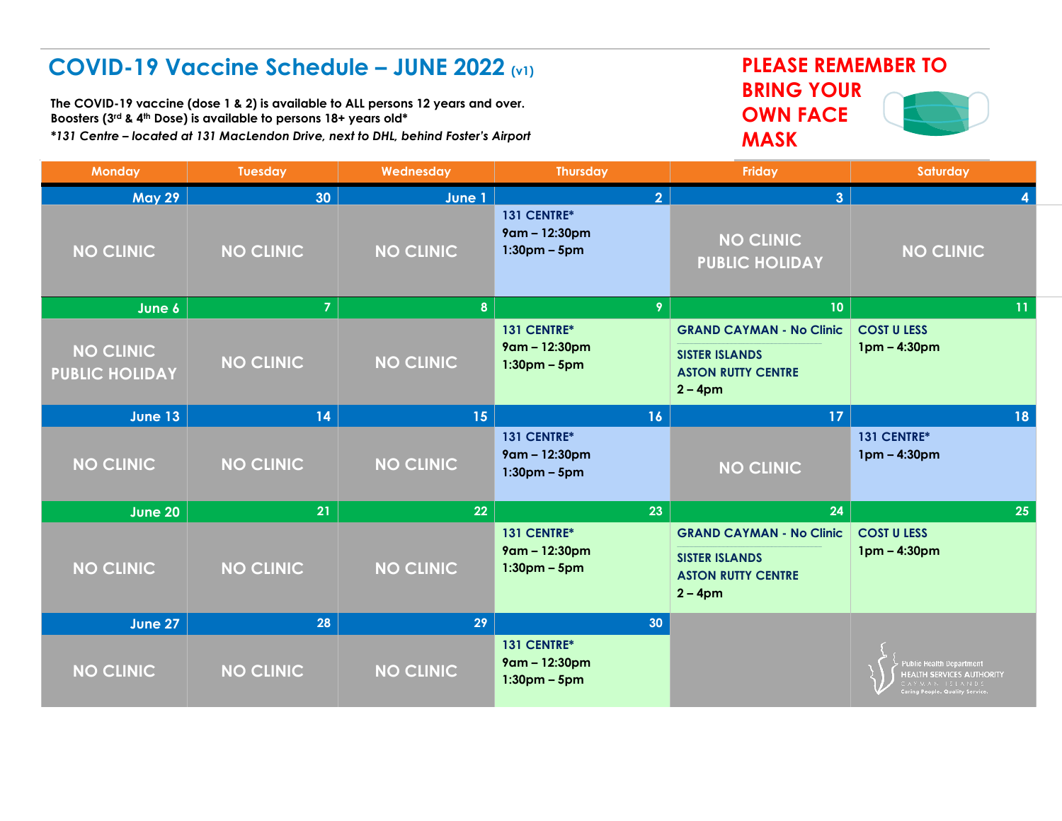# COVID-19 Vaccine Schedule – JUNE 2022 (v1)

**The COVID-19 vaccine (dose 1 & 2) is available to ALL persons 12 years and over.**
**Boosters (3rd & 4th Dose) is available to persons 18+ years old\***

***131 Centre – located at 131 MacLendon Drive, next to DHL, behind Foster's Airport***

**PLEASE REMEMBER TO BRING YOUR OWN FACE MASK**

| Monday | Tuesday | Wednesday | Thursday | Friday | Saturday |
|---|---|---|---|---|---|
| **May 29** | **30** | **June 1** | **2** | **3** | **4** |
| NO CLINIC | NO CLINIC | NO CLINIC | 131 CENTRE* 9am – 12:30pm 1:30pm – 5pm | NO CLINIC PUBLIC HOLIDAY | NO CLINIC |
| **June 6** | **7** | **8** | **9** | **10** | **11** |
| NO CLINIC PUBLIC HOLIDAY | NO CLINIC | NO CLINIC | 131 CENTRE* 9am – 12:30pm 1:30pm – 5pm | GRAND CAYMAN - No Clinic; SISTER ISLANDS ASTON RUTTY CENTRE 2 – 4pm | COST U LESS 1pm – 4:30pm |
| **June 13** | **14** | **15** | **16** | **17** | **18** |
| NO CLINIC | NO CLINIC | NO CLINIC | 131 CENTRE* 9am – 12:30pm 1:30pm – 5pm | NO CLINIC | 131 CENTRE* 1pm – 4:30pm |
| **June 20** | **21** | **22** | **23** | **24** | **25** |
| NO CLINIC | NO CLINIC | NO CLINIC | 131 CENTRE* 9am – 12:30pm 1:30pm – 5pm | GRAND CAYMAN - No Clinic; SISTER ISLANDS ASTON RUTTY CENTRE 2 – 4pm | COST U LESS 1pm – 4:30pm |
| **June 27** | **28** | **29** | **30** | | |
| NO CLINIC | NO CLINIC | NO CLINIC | 131 CENTRE* 9am – 12:30pm 1:30pm – 5pm | | |

Public Health Department
HEALTH SERVICES AUTHORITY
CAYMAN ISLANDS
Caring People. Quality Service.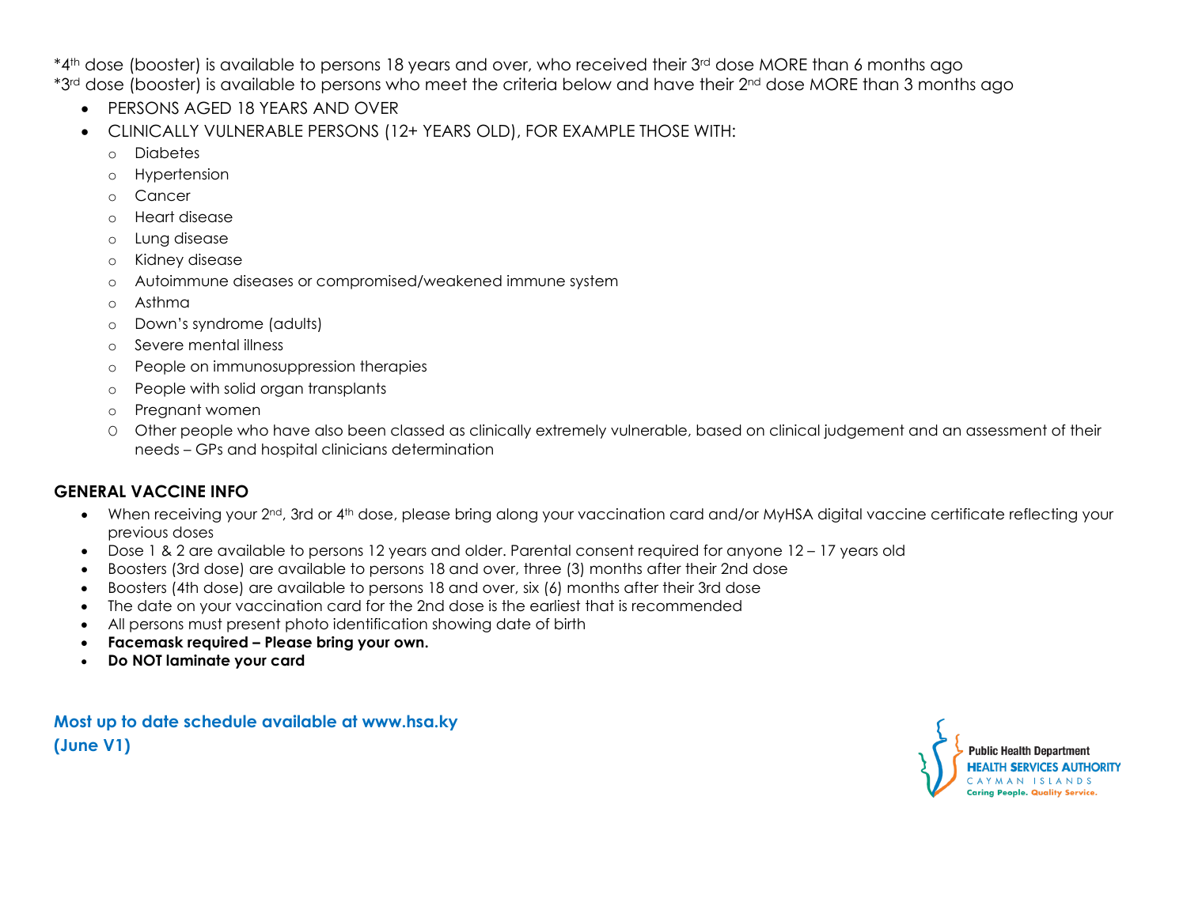*4th dose (booster) is available to persons 18 years and over, who received their 3rd dose MORE than 6 months ago
*3rd dose (booster) is available to persons who meet the criteria below and have their 2nd dose MORE than 3 months ago

- PERSONS AGED 18 YEARS AND OVER
- CLINICALLY VULNERABLE PERSONS (12+ YEARS OLD), FOR EXAMPLE THOSE WITH:
  - Diabetes
  - Hypertension
  - Cancer
  - Heart disease
  - Lung disease
  - Kidney disease
  - Autoimmune diseases or compromised/weakened immune system
  - Asthma
  - Down's syndrome (adults)
  - Severe mental illness
  - People on immunosuppression therapies
  - People with solid organ transplants
  - Pregnant women
  - Other people who have also been classed as clinically extremely vulnerable, based on clinical judgement and an assessment of their needs – GPs and hospital clinicians determination

## GENERAL VACCINE INFO

- When receiving your 2nd, 3rd or 4th dose, please bring along your vaccination card and/or MyHSA digital vaccine certificate reflecting your previous doses
- Dose 1 & 2 are available to persons 12 years and older. Parental consent required for anyone 12 – 17 years old
- Boosters (3rd dose) are available to persons 18 and over, three (3) months after their 2nd dose
- Boosters (4th dose) are available to persons 18 and over, six (6) months after their 3rd dose
- The date on your vaccination card for the 2nd dose is the earliest that is recommended
- All persons must present photo identification showing date of birth
- **Facemask required – Please bring your own.**
- **Do NOT laminate your card**

**Most up to date schedule available at www.hsa.ky**
**(June V1)**

Public Health Department
HEALTH SERVICES AUTHORITY
CAYMAN ISLANDS
Caring People. Quality Service.